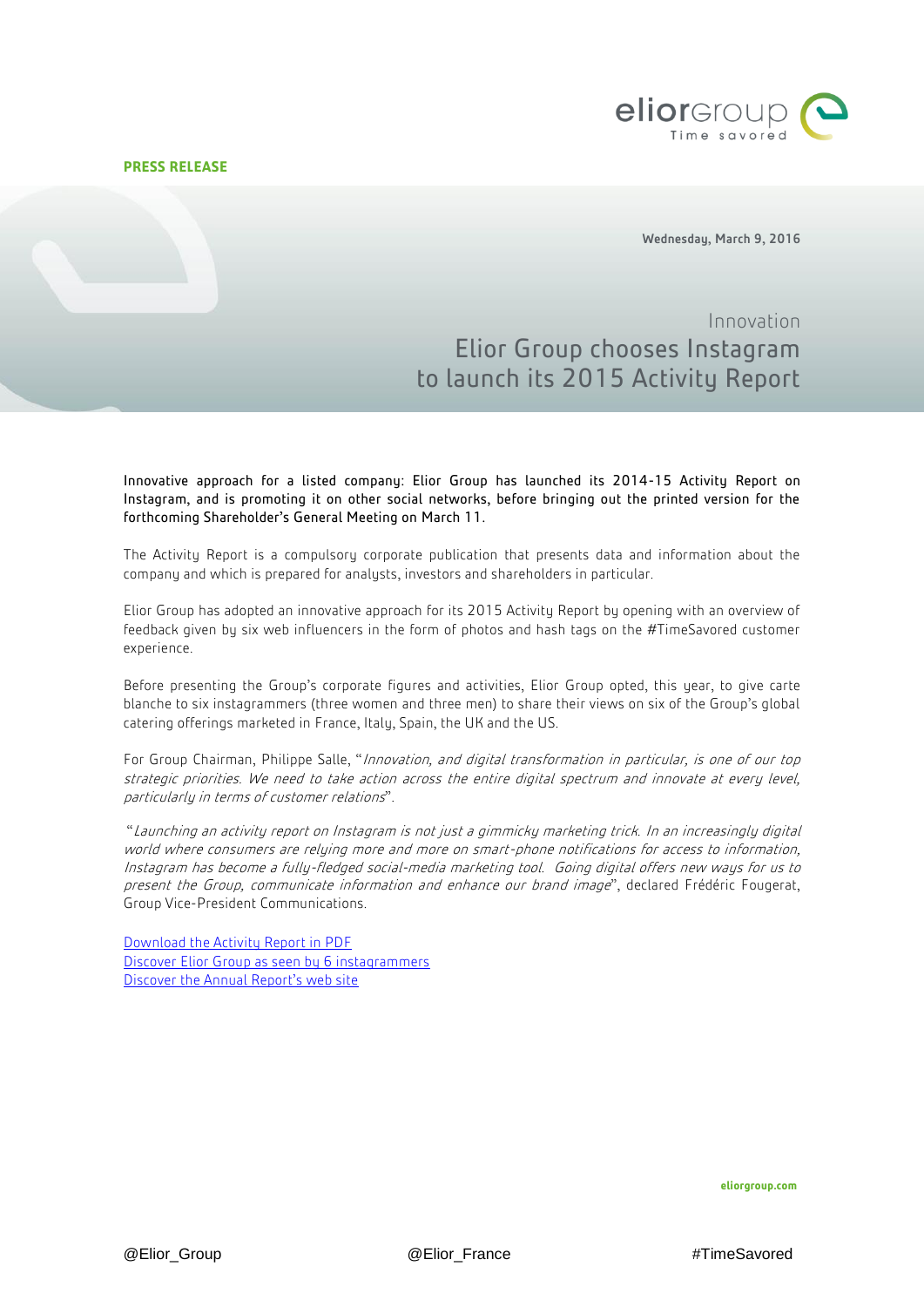**PRESS RELEASE**

Wednesday, March 9, 2016

Innovation

# Elior Group chooses Instagram to launch its 2015 Activity Report

Innovative approach for a listed company: Elior Group has launched its 2014-15 Activity Report on Instagram, and is promoting it on other social networks, before bringing out the printed version for the forthcoming Shareholder's General Meeting on March 11.

The Activity Report is a compulsory corporate publication that presents data and information about the company and which is prepared for analysts, investors and shareholders in particular.

Elior Group has adopted an innovative approach for its 2015 Activity Report by opening with an overview of feedback given by six web influencers in the form of photos and hash tags on the #TimeSavored customer experience.

Before presenting the Group's corporate figures and activities, Elior Group opted, this year, to give carte blanche to six instagrammers (three women and three men) to share their views on six of the Group's global catering offerings marketed in France, Italy, Spain, the UK and the US.

For Group Chairman, Philippe Salle, "*Innovation, and digital transformation in particular, is one of our top strategic priorities. We need to take action across the entire digital spectrum and innovate at every level, particularly in terms of customer relations*".

"*Launching an activity report on Instagram is not just a gimmicky marketing trick. In an increasingly digital world where consumers are relying more and more on smart-phone notifications for access to information, Instagram has become a fully-fledged social-media marketing tool. Going digital offers new ways for us to present the Group, communicate information and enhance our brand image*", declared Frédéric Fougerat, Group Vice-President Communications.

Download the Activity Report in PDF
Discover Elior Group as seen by 6 instagrammers
Discover the Annual Report's web site

eliorgroup.com

@Elior_Group @Elior_France #TimeSavored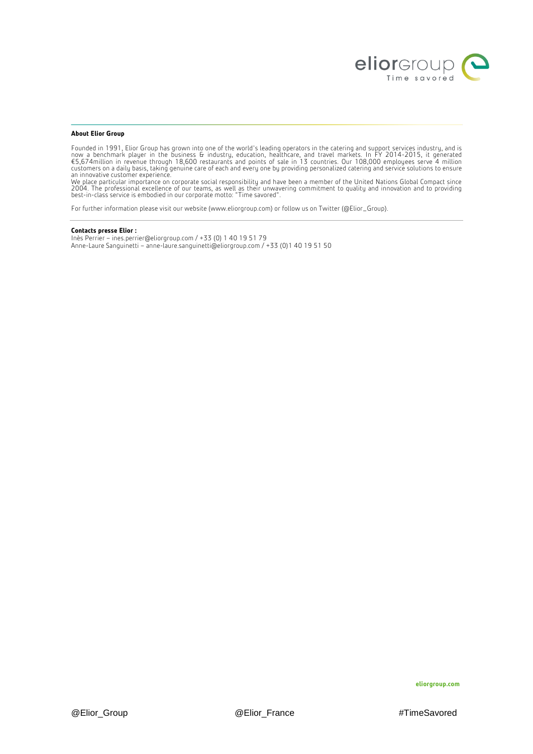**About Elior Group**

Founded in 1991, Elior Group has grown into one of the world's leading operators in the catering and support services industry, and is now a benchmark player in the business & industry, education, healthcare, and travel markets. In FY 2014-2015, it generated €5,674million in revenue through 18,600 restaurants and points of sale in 13 countries. Our 108,000 employees serve 4 million customers on a daily basis, taking genuine care of each and every one by providing personalized catering and service solutions to ensure an innovative customer experience.
We place particular importance on corporate social responsibility and have been a member of the United Nations Global Compact since 2004. The professional excellence of our teams, as well as their unwavering commitment to quality and innovation and to providing best-in-class service is embodied in our corporate motto: "Time savored".

For further information please visit our website (www.eliorgroup.com) or follow us on Twitter (@Elior_Group).

**Contacts presse Elior :**
Inès Perrier – ines.perrier@eliorgroup.com / +33 (0) 1 40 19 51 79
Anne-Laure Sanguinetti – anne-laure.sanguinetti@eliorgroup.com / +33 (0)1 40 19 51 50

eliorgroup.com

@Elior_Group @Elior_France #TimeSavored